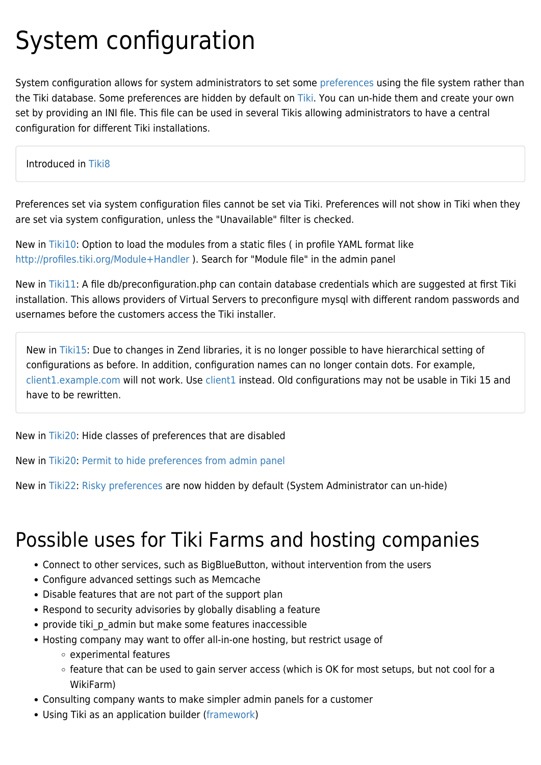# System configuration

System configuration allows for system administrators to set some preferences using the file system rather than the Tiki database. Some preferences are hidden by default on Tiki. You can un-hide them and create your own set by providing an INI file. This file can be used in several Tikis allowing administrators to have a central configuration for different Tiki installations.

> Introduced in Tiki8

Preferences set via system configuration files cannot be set via Tiki. Preferences will not show in Tiki when they are set via system configuration, unless the "Unavailable" filter is checked.

New in Tiki10: Option to load the modules from a static files ( in profile YAML format like http://profiles.tiki.org/Module+Handler ). Search for "Module file" in the admin panel

New in Tiki11: A file db/preconfiguration.php can contain database credentials which are suggested at first Tiki installation. This allows providers of Virtual Servers to preconfigure mysql with different random passwords and usernames before the customers access the Tiki installer.

> New in Tiki15: Due to changes in Zend libraries, it is no longer possible to have hierarchical setting of configurations as before. In addition, configuration names can no longer contain dots. For example, client1.example.com will not work. Use client1 instead. Old configurations may not be usable in Tiki 15 and have to be rewritten.

New in Tiki20: Hide classes of preferences that are disabled

New in Tiki20: Permit to hide preferences from admin panel

New in Tiki22: Risky preferences are now hidden by default (System Administrator can un-hide)

## Possible uses for Tiki Farms and hosting companies

- Connect to other services, such as BigBlueButton, without intervention from the users
- Configure advanced settings such as Memcache
- Disable features that are not part of the support plan
- Respond to security advisories by globally disabling a feature
- provide tiki_p_admin but make some features inaccessible
- Hosting company may want to offer all-in-one hosting, but restrict usage of
  - experimental features
  - feature that can be used to gain server access (which is OK for most setups, but not cool for a WikiFarm)
- Consulting company wants to make simpler admin panels for a customer
- Using Tiki as an application builder (framework)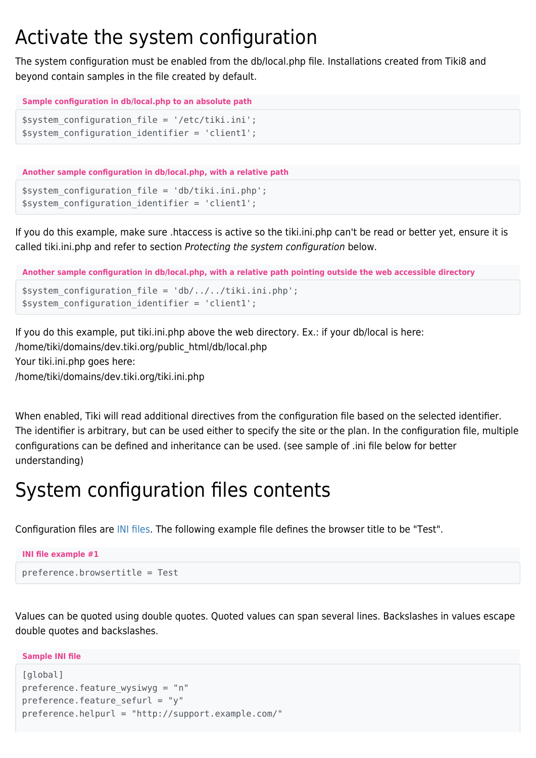# Activate the system configuration

The system configuration must be enabled from the db/local.php file. Installations created from Tiki8 and beyond contain samples in the file created by default.

**Sample configuration in db/local.php to an absolute path**

```
$system_configuration_file = '/etc/tiki.ini';
$system_configuration_identifier = 'client1';
```

**Another sample configuration in db/local.php, with a relative path**

```
$system_configuration_file = 'db/tiki.ini.php';
$system_configuration_identifier = 'client1';
```

If you do this example, make sure .htaccess is active so the tiki.ini.php can't be read or better yet, ensure it is called tiki.ini.php and refer to section *Protecting the system configuration* below.

**Another sample configuration in db/local.php, with a relative path pointing outside the web accessible directory**

```
$system_configuration_file = 'db/../../tiki.ini.php';
$system_configuration_identifier = 'client1';
```

If you do this example, put tiki.ini.php above the web directory. Ex.: if your db/local is here:
/home/tiki/domains/dev.tiki.org/public_html/db/local.php
Your tiki.ini.php goes here:
/home/tiki/domains/dev.tiki.org/tiki.ini.php

When enabled, Tiki will read additional directives from the configuration file based on the selected identifier. The identifier is arbitrary, but can be used either to specify the site or the plan. In the configuration file, multiple configurations can be defined and inheritance can be used. (see sample of .ini file below for better understanding)

# System configuration files contents

Configuration files are INI files. The following example file defines the browser title to be "Test".

**INI file example #1**

```
preference.browsertitle = Test
```

Values can be quoted using double quotes. Quoted values can span several lines. Backslashes in values escape double quotes and backslashes.

**Sample INI file**

```
[global]
preference.feature_wysiwyg = "n"
preference.feature_sefurl = "y"
preference.helpurl = "http://support.example.com/"
```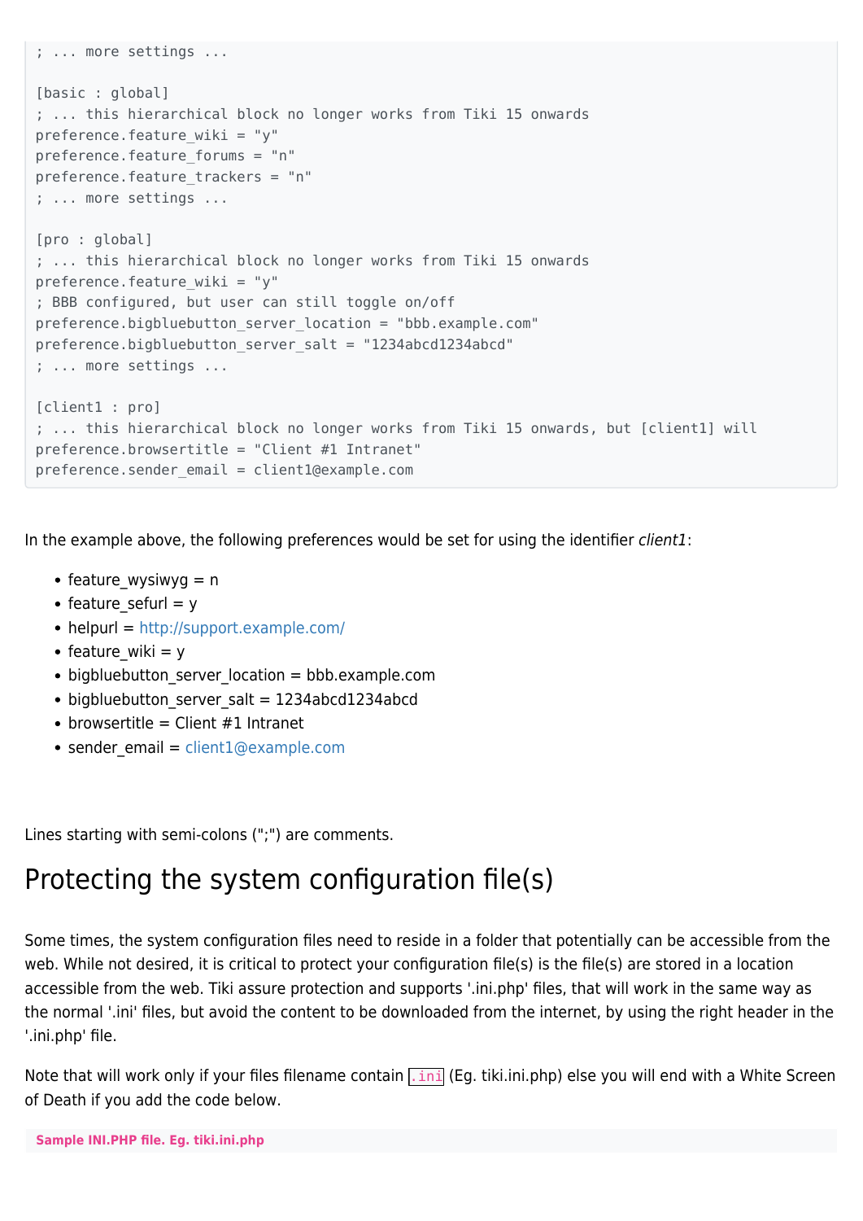```
; ... more settings ...

[basic : global]
; ... this hierarchical block no longer works from Tiki 15 onwards
preference.feature_wiki = "y"
preference.feature_forums = "n"
preference.feature_trackers = "n"
; ... more settings ...

[pro : global]
; ... this hierarchical block no longer works from Tiki 15 onwards
preference.feature_wiki = "y"
; BBB configured, but user can still toggle on/off
preference.bigbluebutton_server_location = "bbb.example.com"
preference.bigbluebutton_server_salt = "1234abcd1234abcd"
; ... more settings ...

[client1 : pro]
; ... this hierarchical block no longer works from Tiki 15 onwards, but [client1] will
preference.browsertitle = "Client #1 Intranet"
preference.sender_email = client1@example.com
```

In the example above, the following preferences would be set for using the identifier *client1*:

- feature_wysiwyg = n
- feature_sefurl = y
- helpurl = http://support.example.com/
- feature_wiki = y
- bigbluebutton_server_location = bbb.example.com
- bigbluebutton_server_salt = 1234abcd1234abcd
- browsertitle = Client #1 Intranet
- sender_email = client1@example.com

Lines starting with semi-colons (";") are comments.

# Protecting the system configuration file(s)

Some times, the system configuration files need to reside in a folder that potentially can be accessible from the web. While not desired, it is critical to protect your configuration file(s) is the file(s) are stored in a location accessible from the web. Tiki assure protection and supports '.ini.php' files, that will work in the same way as the normal '.ini' files, but avoid the content to be downloaded from the internet, by using the right header in the '.ini.php' file.

Note that will work only if your files filename contain `.ini` (Eg. tiki.ini.php) else you will end with a White Screen of Death if you add the code below.

**Sample INI.PHP file. Eg. tiki.ini.php**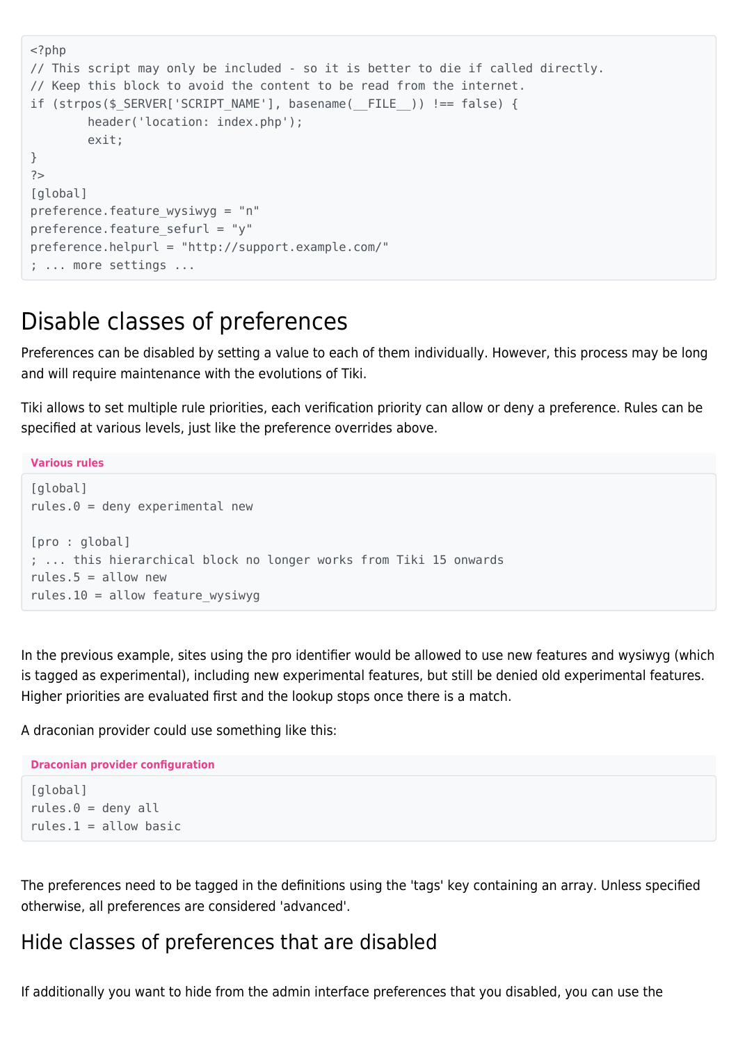```
<?php
// This script may only be included - so it is better to die if called directly.
// Keep this block to avoid the content to be read from the internet.
if (strpos($_SERVER['SCRIPT_NAME'], basename(__FILE__)) !== false) {
        header('location: index.php');
        exit;
}
?>
[global]
preference.feature_wysiwyg = "n"
preference.feature_sefurl = "y"
preference.helpurl = "http://support.example.com/"
; ... more settings ...
```

## Disable classes of preferences

Preferences can be disabled by setting a value to each of them individually. However, this process may be long and will require maintenance with the evolutions of Tiki.

Tiki allows to set multiple rule priorities, each verification priority can allow or deny a preference. Rules can be specified at various levels, just like the preference overrides above.

**Various rules**

```
[global]
rules.0 = deny experimental new

[pro : global]
; ... this hierarchical block no longer works from Tiki 15 onwards
rules.5 = allow new
rules.10 = allow feature_wysiwyg
```

In the previous example, sites using the pro identifier would be allowed to use new features and wysiwyg (which is tagged as experimental), including new experimental features, but still be denied old experimental features. Higher priorities are evaluated first and the lookup stops once there is a match.

A draconian provider could use something like this:

**Draconian provider configuration**

```
[global]
rules.0 = deny all
rules.1 = allow basic
```

The preferences need to be tagged in the definitions using the 'tags' key containing an array. Unless specified otherwise, all preferences are considered 'advanced'.

## Hide classes of preferences that are disabled

If additionally you want to hide from the admin interface preferences that you disabled, you can use the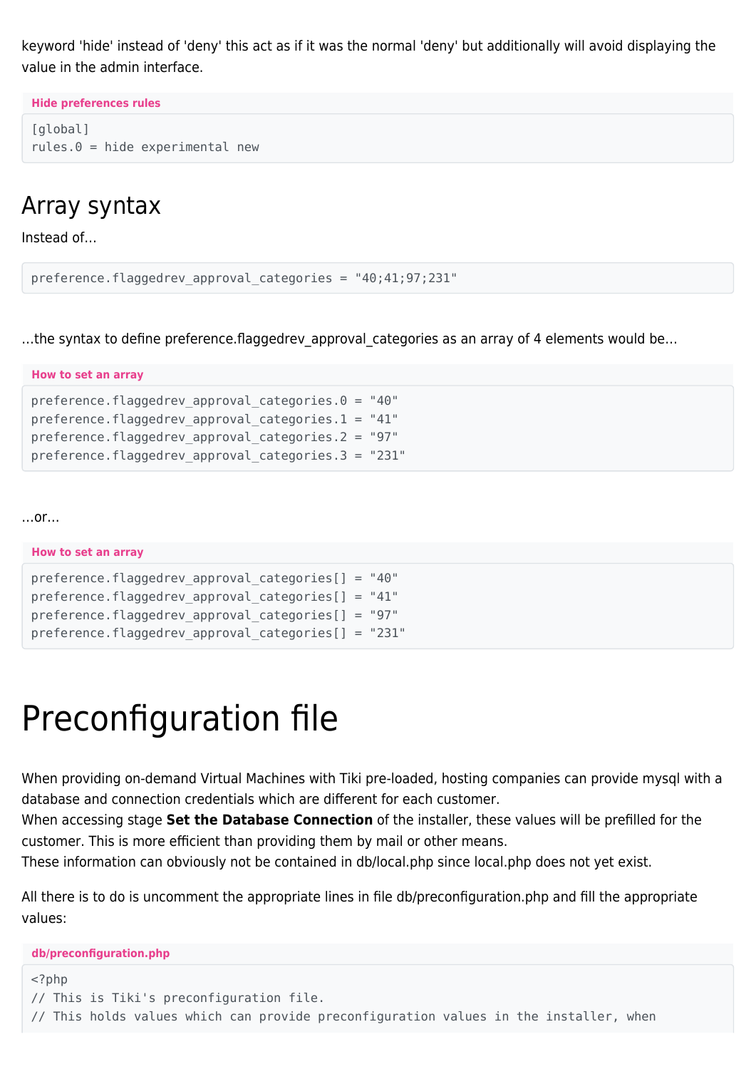keyword 'hide' instead of 'deny' this act as if it was the normal 'deny' but additionally will avoid displaying the value in the admin interface.

**Hide preferences rules**

```
[global]
rules.0 = hide experimental new
```

## Array syntax

Instead of...

```
preference.flaggedrev_approval_categories = "40;41;97;231"
```

...the syntax to define preference.flaggedrev_approval_categories as an array of 4 elements would be...

**How to set an array**

```
preference.flaggedrev_approval_categories.0 = "40"
preference.flaggedrev_approval_categories.1 = "41"
preference.flaggedrev_approval_categories.2 = "97"
preference.flaggedrev_approval_categories.3 = "231"
```

...or...

**How to set an array**

```
preference.flaggedrev_approval_categories[] = "40"
preference.flaggedrev_approval_categories[] = "41"
preference.flaggedrev_approval_categories[] = "97"
preference.flaggedrev_approval_categories[] = "231"
```

# Preconfiguration file

When providing on-demand Virtual Machines with Tiki pre-loaded, hosting companies can provide mysql with a database and connection credentials which are different for each customer.
When accessing stage **Set the Database Connection** of the installer, these values will be prefilled for the customer. This is more efficient than providing them by mail or other means.
These information can obviously not be contained in db/local.php since local.php does not yet exist.

All there is to do is uncomment the appropriate lines in file db/preconfiguration.php and fill the appropriate values:

**db/preconfiguration.php**

```
<?php
// This is Tiki's preconfiguration file.
// This holds values which can provide preconfiguration values in the installer, when
```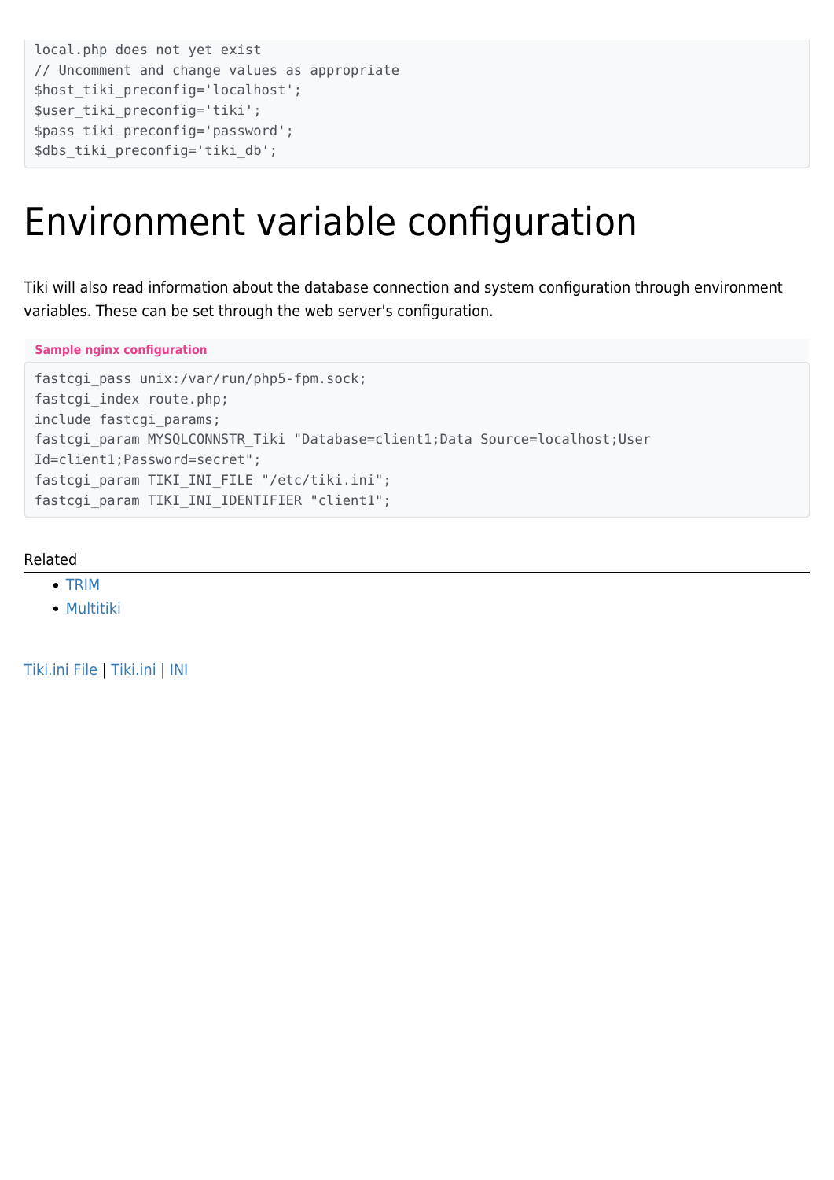```
local.php does not yet exist
// Uncomment and change values as appropriate
$host_tiki_preconfig='localhost';
$user_tiki_preconfig='tiki';
$pass_tiki_preconfig='password';
$dbs_tiki_preconfig='tiki_db';
```

# Environment variable configuration

Tiki will also read information about the database connection and system configuration through environment variables. These can be set through the web server's configuration.

**Sample nginx configuration**

```
fastcgi_pass unix:/var/run/php5-fpm.sock;
fastcgi_index route.php;
include fastcgi_params;
fastcgi_param MYSQLCONNSTR_Tiki "Database=client1;Data Source=localhost;User Id=client1;Password=secret";
fastcgi_param TIKI_INI_FILE "/etc/tiki.ini";
fastcgi_param TIKI_INI_IDENTIFIER "client1";
```

Related

- TRIM
- Multitiki

Tiki.ini File | Tiki.ini | INI